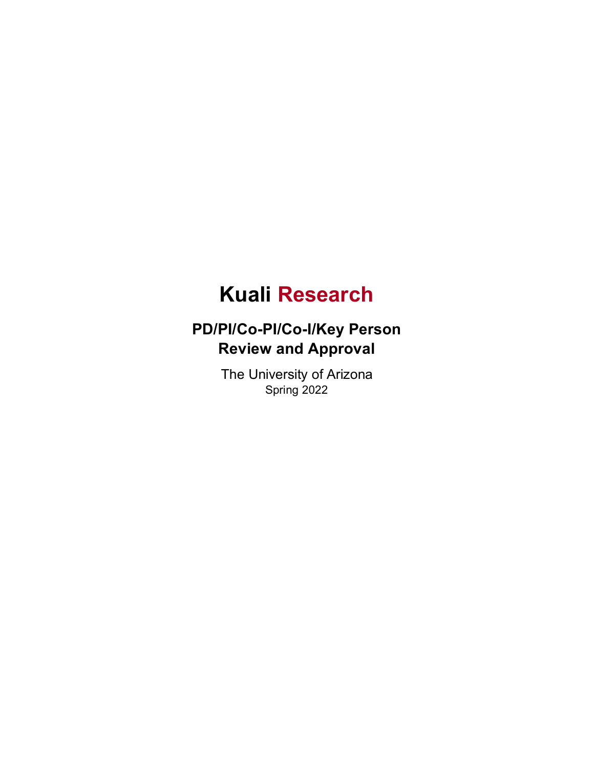# Kuali Research

## PD/PI/Co-PI/Co-I/Key Person Review and Approval

The University of Arizona

Spring 2022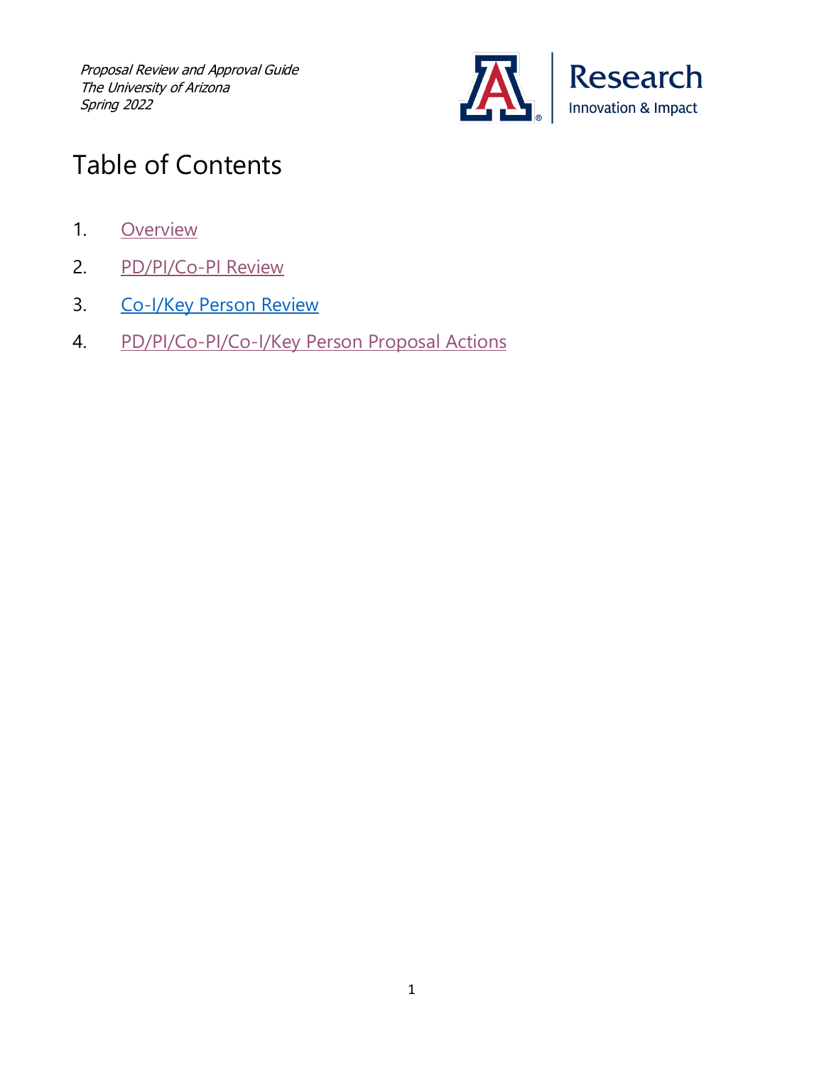*Proposal Review and Approval Guide*
*The University of Arizona*
*Spring 2022*

Research
Innovation & Impact

# Table of Contents

1. Overview
2. PD/PI/Co-PI Review
3. Co-I/Key Person Review
4. PD/PI/Co-PI/Co-I/Key Person Proposal Actions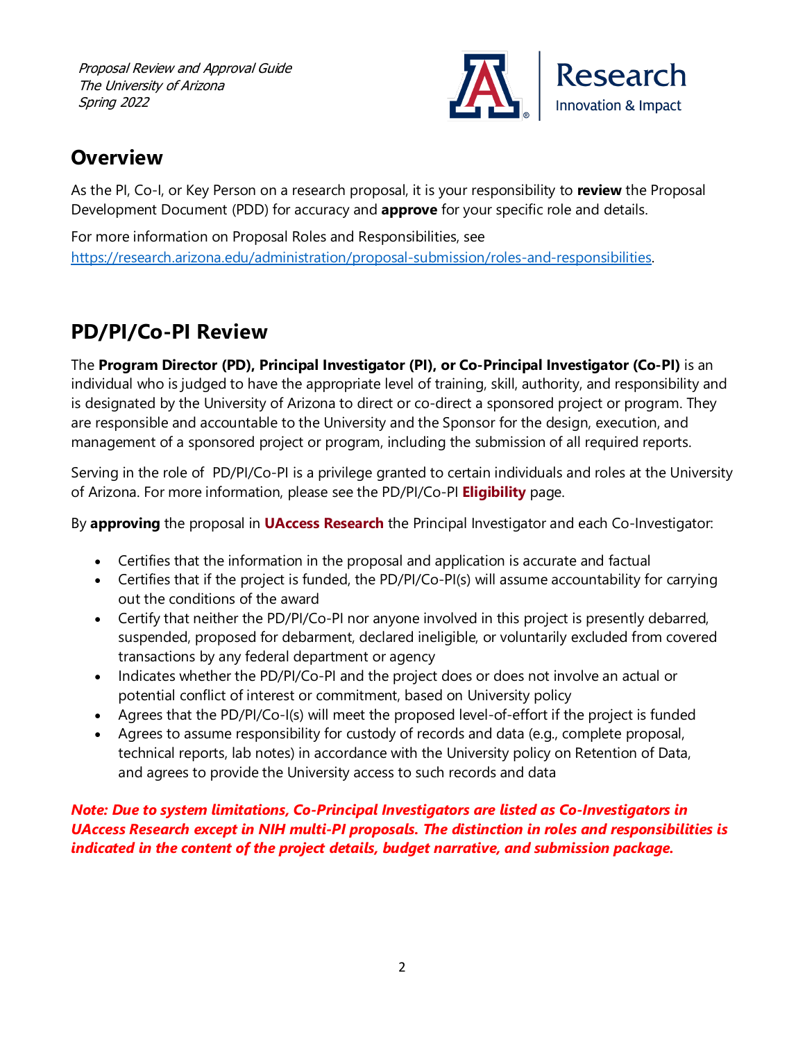## Overview

As the PI, Co-I, or Key Person on a research proposal, it is your responsibility to **review** the Proposal Development Document (PDD) for accuracy and **approve** for your specific role and details.

For more information on Proposal Roles and Responsibilities, see https://research.arizona.edu/administration/proposal-submission/roles-and-responsibilities.

## PD/PI/Co-PI Review

The **Program Director (PD), Principal Investigator (PI), or Co-Principal Investigator (Co-PI)** is an individual who is judged to have the appropriate level of training, skill, authority, and responsibility and is designated by the University of Arizona to direct or co-direct a sponsored project or program. They are responsible and accountable to the University and the Sponsor for the design, execution, and management of a sponsored project or program, including the submission of all required reports.

Serving in the role of PD/PI/Co-PI is a privilege granted to certain individuals and roles at the University of Arizona. For more information, please see the PD/PI/Co-PI **Eligibility** page.

By **approving** the proposal in **UAccess Research** the Principal Investigator and each Co-Investigator:

- Certifies that the information in the proposal and application is accurate and factual
- Certifies that if the project is funded, the PD/PI/Co-PI(s) will assume accountability for carrying out the conditions of the award
- Certify that neither the PD/PI/Co-PI nor anyone involved in this project is presently debarred, suspended, proposed for debarment, declared ineligible, or voluntarily excluded from covered transactions by any federal department or agency
- Indicates whether the PD/PI/Co-PI and the project does or does not involve an actual or potential conflict of interest or commitment, based on University policy
- Agrees that the PD/PI/Co-I(s) will meet the proposed level-of-effort if the project is funded
- Agrees to assume responsibility for custody of records and data (e.g., complete proposal, technical reports, lab notes) in accordance with the University policy on Retention of Data, and agrees to provide the University access to such records and data

***Note: Due to system limitations, Co-Principal Investigators are listed as Co-Investigators in UAccess Research except in NIH multi-PI proposals. The distinction in roles and responsibilities is indicated in the content of the project details, budget narrative, and submission package.***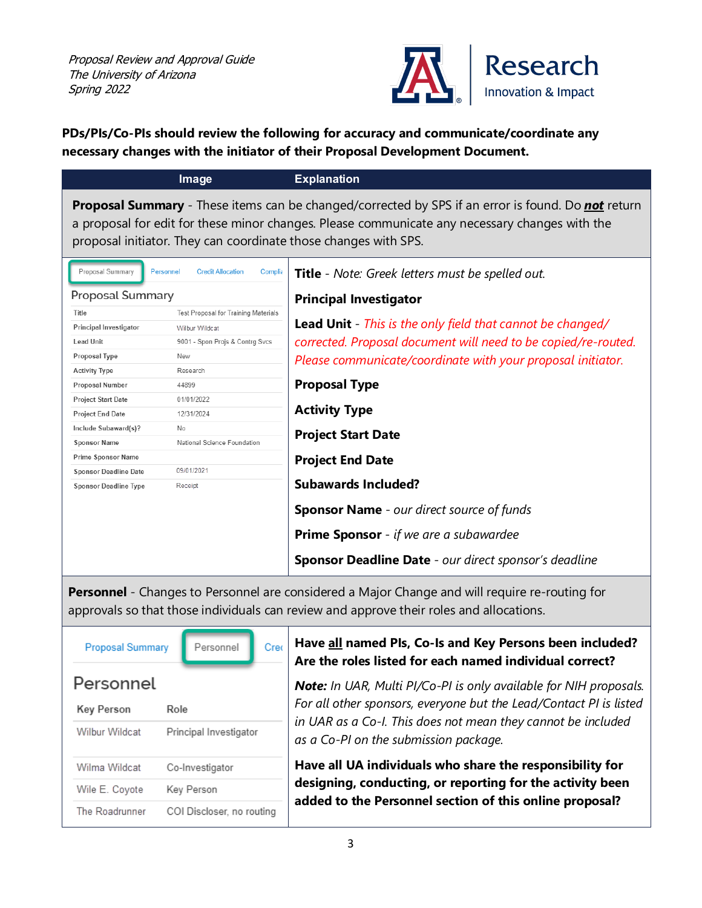Proposal Review and Approval Guide
The University of Arizona
Spring 2022

**PDs/PIs/Co-PIs should review the following for accuracy and communicate/coordinate any necessary changes with the initiator of their Proposal Development Document.**

| Image | Explanation |
|---|---|
| **Proposal Summary** - These items can be changed/corrected by SPS if an error is found. Do ***not*** return a proposal for edit for these minor changes. Please communicate any necessary changes with the proposal initiator. They can coordinate those changes with SPS. | |
| Proposal Summary / Personnel / Credit Allocation / Complia<br><br>**Proposal Summary**<br>Title: Test Proposal for Training Materials<br>Principal Investigator: Wilbur Wildcat<br>Lead Unit: 9001 - Spon Projs & Contrg Svcs<br>Proposal Type: New<br>Activity Type: Research<br>Proposal Number: 44899<br>Project Start Date: 01/01/2022<br>Project End Date: 12/31/2024<br>Include Subaward(s)?: No<br>Sponsor Name: National Science Foundation<br>Prime Sponsor Name:<br>Sponsor Deadline Date: 09/01/2021<br>Sponsor Deadline Type: Receipt | **Title** - *Note: Greek letters must be spelled out.*<br><br>**Principal Investigator**<br><br>**Lead Unit** - *This is the only field that cannot be changed/ corrected. Proposal document will need to be copied/re-routed. Please communicate/coordinate with your proposal initiator.*<br><br>**Proposal Type**<br><br>**Activity Type**<br><br>**Project Start Date**<br><br>**Project End Date**<br><br>**Subawards Included?**<br><br>**Sponsor Name** - *our direct source of funds*<br><br>**Prime Sponsor** - *if we are a subawardee*<br><br>**Sponsor Deadline Date** - *our direct sponsor's deadline* |
| **Personnel** - Changes to Personnel are considered a Major Change and will require re-routing for approvals so that those individuals can review and approve their roles and allocations. | |
| Proposal Summary / Personnel / Cre<br><br>**Personnel**<br>Key Person — Role<br>Wilbur Wildcat — Principal Investigator<br>Wilma Wildcat — Co-Investigator<br>Wile E. Coyote — Key Person<br>The Roadrunner — COI Discloser, no routing | **Have all named PIs, Co-Is and Key Persons been included? Are the roles listed for each named individual correct?**<br><br>***Note:*** *In UAR, Multi PI/Co-PI is only available for NIH proposals. For all other sponsors, everyone but the Lead/Contact PI is listed in UAR as a Co-I. This does not mean they cannot be included as a Co-PI on the submission package.*<br><br>**Have all UA individuals who share the responsibility for designing, conducting, or reporting for the activity been added to the Personnel section of this online proposal?** |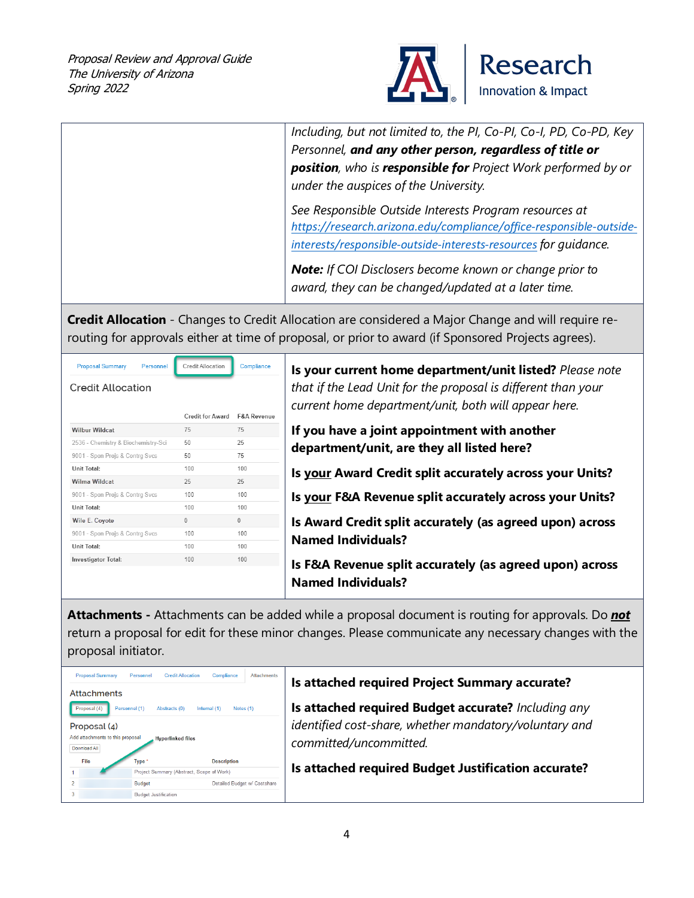*Including, but not limited to, the PI, Co-PI, Co-I, PD, Co-PD, Key Personnel,* ***and any other person, regardless of title or position****, who is* ***responsible for*** *Project Work performed by or under the auspices of the University.*

*See Responsible Outside Interests Program resources at https://research.arizona.edu/compliance/office-responsible-outside-interests/responsible-outside-interests-resources for guidance.*

***Note:*** *If COI Disclosers become known or change prior to award, they can be changed/updated at a later time.*

**Credit Allocation** - Changes to Credit Allocation are considered a Major Change and will require re-routing for approvals either at time of proposal, or prior to award (if Sponsored Projects agrees).

Proposal Summary | Personnel | Credit Allocation | Compliance

Credit Allocation

| | Credit for Award | F&A Revenue |
|---|---|---|
| Wilbur Wildcat | 75 | 75 |
| 2536 - Chemistry & Biochemistry-Sci | 50 | 25 |
| 9001 - Spon Projs & Contrg Svcs | 50 | 75 |
| Unit Total: | 100 | 100 |
| Wilma Wildcat | 25 | 25 |
| 9001 - Spon Projs & Contrg Svcs | 100 | 100 |
| Unit Total: | 100 | 100 |
| Wile E. Coyote | 0 | 0 |
| 9001 - Spon Projs & Contrg Svcs | 100 | 100 |
| Unit Total: | 100 | 100 |
| Investigator Total: | 100 | 100 |

**Is your current home department/unit listed?** *Please note that if the Lead Unit for the proposal is different than your current home department/unit, both will appear here.*

**If you have a joint appointment with another department/unit, are they all listed here?**

**Is <u>your</u> Award Credit split accurately across your Units?**

**Is <u>your</u> F&A Revenue split accurately across your Units?**

**Is Award Credit split accurately (as agreed upon) across Named Individuals?**

**Is F&A Revenue split accurately (as agreed upon) across Named Individuals?**

**Attachments -** Attachments can be added while a proposal document is routing for approvals. Do ***<u>not</u>*** return a proposal for edit for these minor changes. Please communicate any necessary changes with the proposal initiator.

Proposal Summary | Personnel | Credit Allocation | Compliance | Attachments

Attachments

Proposal (4) | Personnel (1) | Abstracts (0) | Internal (1) | Notes (1)

Proposal (4)

Add attachments to this proposal — Hyperlinked files

Download All

| | File | Type * | Description |
|---|---|---|---|
| 1 | | Project Summary (Abstract, Scope of Work) | |
| 2 | | Budget | Detailed Budget w/ Costshare |
| 3 | | Budget Justification | |

**Is attached required Project Summary accurate?**

**Is attached required Budget accurate?** *Including any identified cost-share, whether mandatory/voluntary and committed/uncommitted.*

**Is attached required Budget Justification accurate?**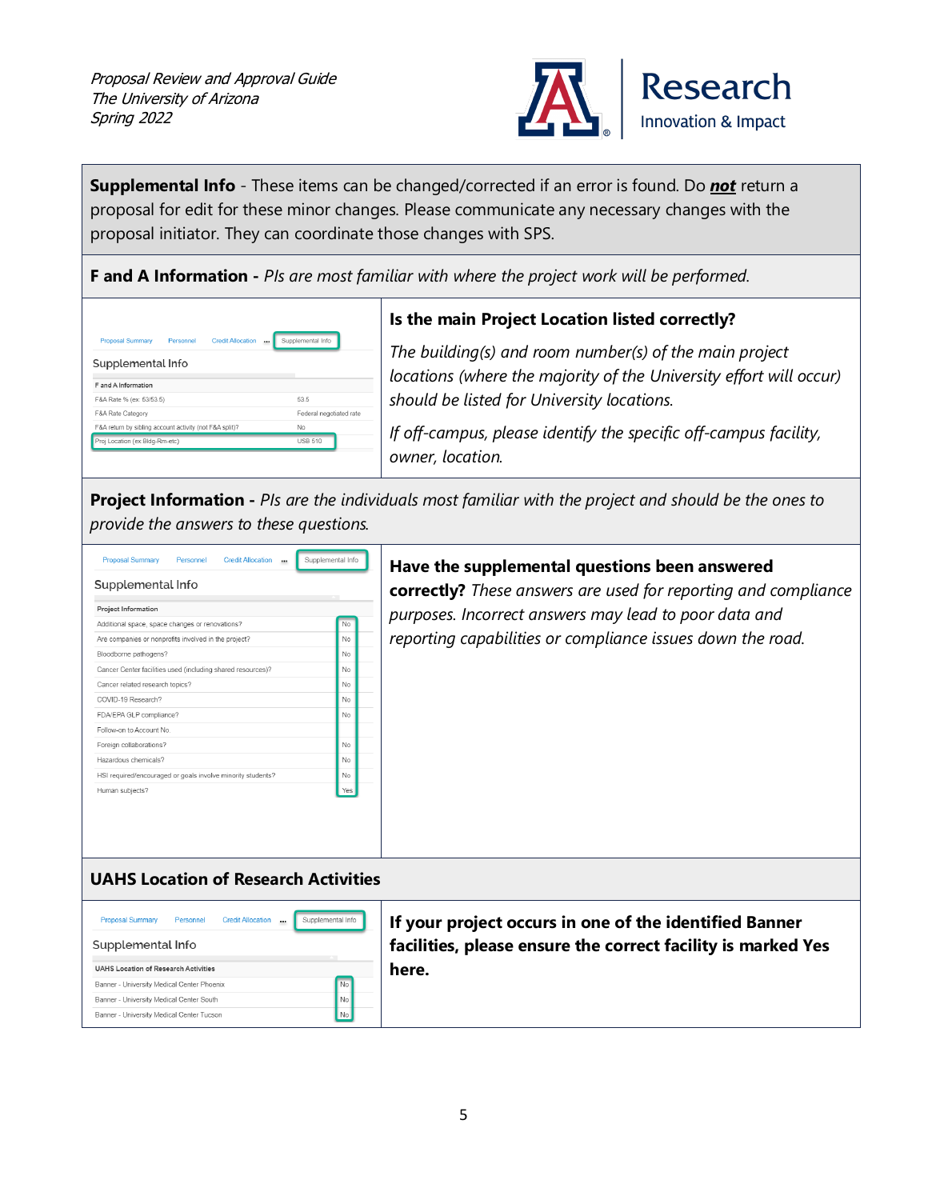**Supplemental Info** - These items can be changed/corrected if an error is found. Do ***not*** return a proposal for edit for these minor changes. Please communicate any necessary changes with the proposal initiator. They can coordinate those changes with SPS.

**F and A Information -** *PIs are most familiar with where the project work will be performed.*

Proposal Summary | Personnel | Credit Allocation | ... | Supplemental Info

Supplemental Info

| F and A Information | |
|---|---|
| F&A Rate % (ex: 53/53.5) | 53.5 |
| F&A Rate Category | Federal negotiated rate |
| F&A return by sibling account activity (not F&A split)? | No |
| Proj Location (ex:Bldg-Rm-etc) | USB 510 |

**Is the main Project Location listed correctly?**

*The building(s) and room number(s) of the main project locations (where the majority of the University effort will occur) should be listed for University locations.*

*If off-campus, please identify the specific off-campus facility, owner, location.*

**Project Information -** *PIs are the individuals most familiar with the project and should be the ones to provide the answers to these questions.*

Proposal Summary | Personnel | Credit Allocation | ... | Supplemental Info

Supplemental Info

| Project Information | |
|---|---|
| Additional space, space changes or renovations? | No |
| Are companies or nonprofits involved in the project? | No |
| Bloodborne pathogens? | No |
| Cancer Center facilities used (including shared resources)? | No |
| Cancer related research topics? | No |
| COVID-19 Research? | No |
| FDA/EPA GLP compliance? | No |
| Follow-on to Account No | |
| Foreign collaborations? | No |
| Hazardous chemicals? | No |
| HSI required/encouraged or goals involve minority students? | No |
| Human subjects? | Yes |

**Have the supplemental questions been answered correctly?** *These answers are used for reporting and compliance purposes. Incorrect answers may lead to poor data and reporting capabilities or compliance issues down the road.*

**UAHS Location of Research Activities**

Proposal Summary | Personnel | Credit Allocation | ... | Supplemental Info

Supplemental Info

| UAHS Location of Research Activities | |
|---|---|
| Banner - University Medical Center Phoenix | No |
| Banner - University Medical Center South | No |
| Banner - University Medical Center Tucson | No |

**If your project occurs in one of the identified Banner facilities, please ensure the correct facility is marked Yes here.**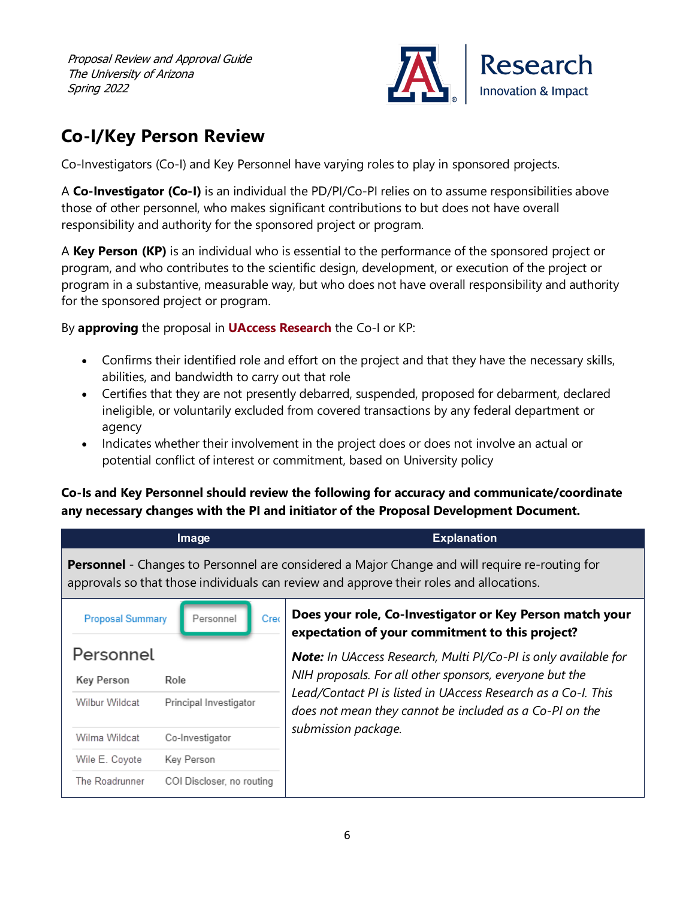## Co-I/Key Person Review

Co-Investigators (Co-I) and Key Personnel have varying roles to play in sponsored projects.

A **Co-Investigator (Co-I)** is an individual the PD/PI/Co-PI relies on to assume responsibilities above those of other personnel, who makes significant contributions to but does not have overall responsibility and authority for the sponsored project or program.

A **Key Person (KP)** is an individual who is essential to the performance of the sponsored project or program, and who contributes to the scientific design, development, or execution of the project or program in a substantive, measurable way, but who does not have overall responsibility and authority for the sponsored project or program.

By **approving** the proposal in **UAccess Research** the Co-I or KP:

- Confirms their identified role and effort on the project and that they have the necessary skills, abilities, and bandwidth to carry out that role
- Certifies that they are not presently debarred, suspended, proposed for debarment, declared ineligible, or voluntarily excluded from covered transactions by any federal department or agency
- Indicates whether their involvement in the project does or does not involve an actual or potential conflict of interest or commitment, based on University policy

**Co-Is and Key Personnel should review the following for accuracy and communicate/coordinate any necessary changes with the PI and initiator of the Proposal Development Document.**

| Image | Explanation |
|---|---|
| **Personnel** - Changes to Personnel are considered a Major Change and will require re-routing for approvals so that those individuals can review and approve their roles and allocations. | |
| Proposal Summary / Personnel / Cre<br><br>**Personnel**<br><br>Key Person — Role<br>Wilbur Wildcat — Principal Investigator<br>Wilma Wildcat — Co-Investigator<br>Wile E. Coyote — Key Person<br>The Roadrunner — COI Discloser, no routing | **Does your role, Co-Investigator or Key Person match your expectation of your commitment to this project?**<br><br>***Note:*** *In UAccess Research, Multi PI/Co-PI is only available for NIH proposals. For all other sponsors, everyone but the Lead/Contact PI is listed in UAccess Research as a Co-I. This does not mean they cannot be included as a Co-PI on the submission package.* |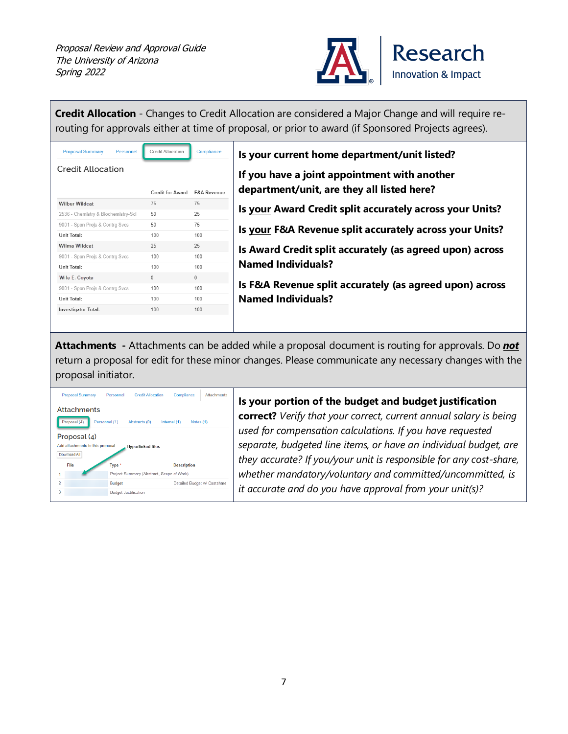**Credit Allocation** - Changes to Credit Allocation are considered a Major Change and will require re-routing for approvals either at time of proposal, or prior to award (if Sponsored Projects agrees).

Proposal Summary | Personnel | Credit Allocation | Compliance

Credit Allocation

| | Credit for Award | F&A Revenue |
|---|---|---|
| Wilbur Wildcat | 75 | 75 |
| 2536 - Chemistry & Biochemistry-Sci | 50 | 25 |
| 9001 - Spon Projs & Contrg Svcs | 50 | 75 |
| Unit Total: | 100 | 100 |
| Wilma Wildcat | 25 | 25 |
| 9001 - Spon Projs & Contrg Svcs | 100 | 100 |
| Unit Total: | 100 | 100 |
| Wile E. Coyote | 0 | 0 |
| 9001 - Spon Projs & Contrg Svcs | 100 | 100 |
| Unit Total: | 100 | 100 |
| Investigator Total: | 100 | 100 |

**Is your current home department/unit listed?**

**If you have a joint appointment with another department/unit, are they all listed here?**

**Is <u>your</u> Award Credit split accurately across your Units?**

**Is <u>your</u> F&A Revenue split accurately across your Units?**

**Is Award Credit split accurately (as agreed upon) across Named Individuals?**

**Is F&A Revenue split accurately (as agreed upon) across Named Individuals?**

**Attachments** - Attachments can be added while a proposal document is routing for approvals. Do ***not*** return a proposal for edit for these minor changes. Please communicate any necessary changes with the proposal initiator.

Proposal Summary | Personnel | Credit Allocation | Compliance | Attachments

Attachments

Proposal (4) | Personnel (1) | Abstracts (0) | Internal (1) | Notes (1)

Proposal (4)

Add attachments to this proposal — Hyperlinked files

Download All

| | File | Type * | Description |
|---|---|---|---|
| 1 | | Project Summary (Abstract, Scope of Work) | |
| 2 | | Budget | Detailed Budget w/ Costshare |
| 3 | | Budget Justification | |

**Is your portion of the budget and budget justification correct?** *Verify that your correct, current annual salary is being used for compensation calculations. If you have requested separate, budgeted line items, or have an individual budget, are they accurate? If you/your unit is responsible for any cost-share, whether mandatory/voluntary and committed/uncommitted, is it accurate and do you have approval from your unit(s)?*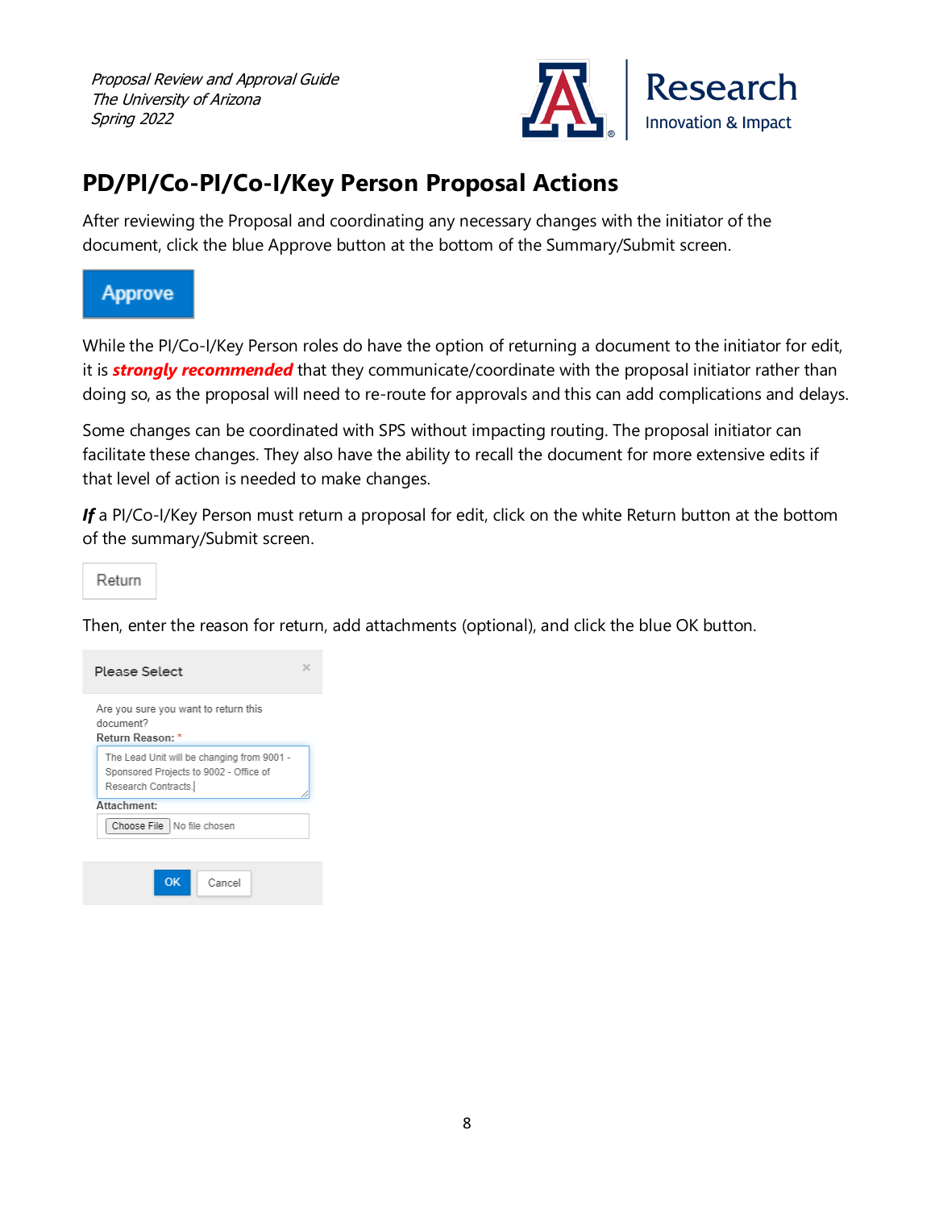## PD/PI/Co-PI/Co-I/Key Person Proposal Actions

After reviewing the Proposal and coordinating any necessary changes with the initiator of the document, click the blue Approve button at the bottom of the Summary/Submit screen.

Approve

While the PI/Co-I/Key Person roles do have the option of returning a document to the initiator for edit, it is ***strongly recommended*** that they communicate/coordinate with the proposal initiator rather than doing so, as the proposal will need to re-route for approvals and this can add complications and delays.

Some changes can be coordinated with SPS without impacting routing. The proposal initiator can facilitate these changes. They also have the ability to recall the document for more extensive edits if that level of action is needed to make changes.

***If*** a PI/Co-I/Key Person must return a proposal for edit, click on the white Return button at the bottom of the summary/Submit screen.

Return

Then, enter the reason for return, add attachments (optional), and click the blue OK button.

Please Select

Are you sure you want to return this document?

Return Reason: *

The Lead Unit will be changing from 9001 - Sponsored Projects to 9002 - Office of Research Contracts.

Attachment:

Choose File No file chosen

OK Cancel